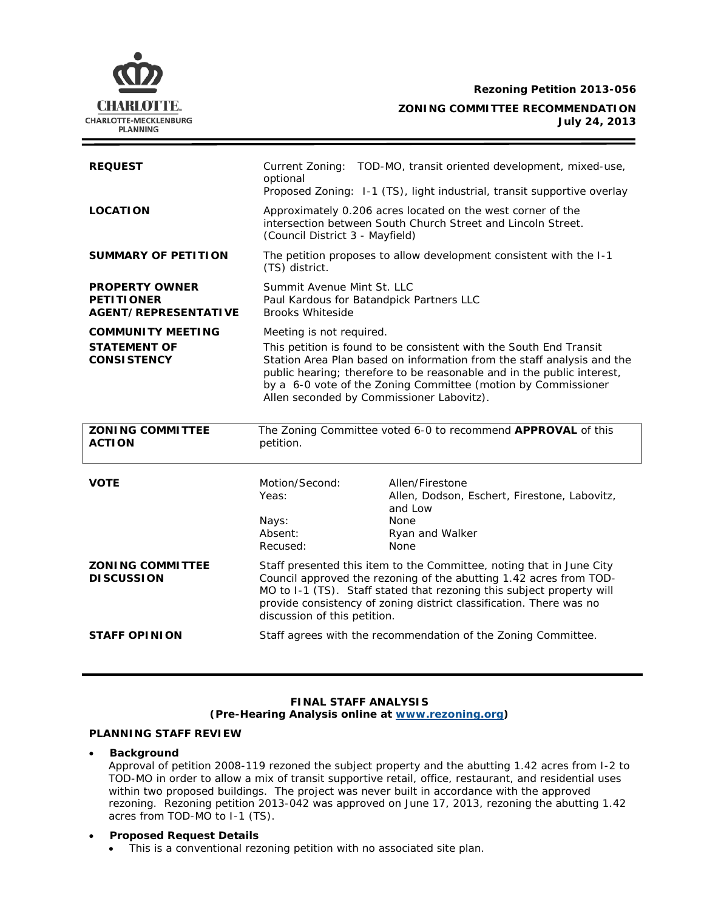**Rezoning Petition 2013-056**

**ZONING COMMITTEE RECOMMENDATION**
**July 24, 2013**

| | |
|---|---|
| **REQUEST** | Current Zoning: TOD-MO, transit oriented development, mixed-use, optional<br>Proposed Zoning: I-1 (TS), light industrial, transit supportive overlay |
| **LOCATION** | Approximately 0.206 acres located on the west corner of the intersection between South Church Street and Lincoln Street. (Council District 3 - Mayfield) |
| **SUMMARY OF PETITION** | The petition proposes to allow development consistent with the I-1 (TS) district. |
| **PROPERTY OWNER**<br>**PETITIONER**<br>**AGENT/REPRESENTATIVE** | Summit Avenue Mint St. LLC<br>Paul Kardous for Batandpick Partners LLC<br>Brooks Whiteside |
| **COMMUNITY MEETING** | Meeting is not required. |
| **STATEMENT OF CONSISTENCY** | This petition is found to be consistent with the South End Transit Station Area Plan based on information from the staff analysis and the public hearing; therefore to be reasonable and in the public interest, by a 6-0 vote of the Zoning Committee (motion by Commissioner Allen seconded by Commissioner Labovitz). |

| | |
|---|---|
| **ZONING COMMITTEE ACTION** | The Zoning Committee voted 6-0 to recommend **APPROVAL** of this petition. |

| | | |
|---|---|---|
| **VOTE** | Motion/Second: | Allen/Firestone |
| | Yeas: | Allen, Dodson, Eschert, Firestone, Labovitz, and Low |
| | Nays: | None |
| | Absent: | Ryan and Walker |
| | Recused: | None |

| | |
|---|---|
| **ZONING COMMITTEE DISCUSSION** | Staff presented this item to the Committee, noting that in June City Council approved the rezoning of the abutting 1.42 acres from TOD-MO to I-1 (TS). Staff stated that rezoning this subject property will provide consistency of zoning district classification. There was no discussion of this petition. |
| **STAFF OPINION** | Staff agrees with the recommendation of the Zoning Committee. |

**FINAL STAFF ANALYSIS**
**(Pre-Hearing Analysis online at [www.rezoning.org](www.rezoning.org))**

**PLANNING STAFF REVIEW**

- **Background**
  Approval of petition 2008-119 rezoned the subject property and the abutting 1.42 acres from I-2 to TOD-MO in order to allow a mix of transit supportive retail, office, restaurant, and residential uses within two proposed buildings. The project was never built in accordance with the approved rezoning. Rezoning petition 2013-042 was approved on June 17, 2013, rezoning the abutting 1.42 acres from TOD-MO to I-1 (TS).

- **Proposed Request Details**
  - This is a conventional rezoning petition with no associated site plan.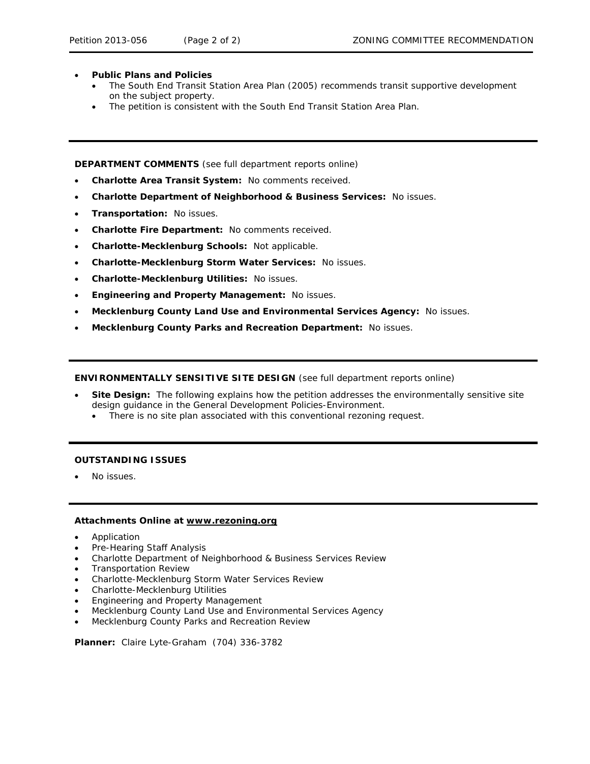- **Public Plans and Policies**
  - The South End Transit Station Area Plan (2005) recommends transit supportive development on the subject property.
  - The petition is consistent with the South End Transit Station Area Plan.

---

**DEPARTMENT COMMENTS** (see full department reports online)

- **Charlotte Area Transit System:** No comments received.
- **Charlotte Department of Neighborhood & Business Services:** No issues.
- **Transportation:** No issues.
- **Charlotte Fire Department:** No comments received.
- **Charlotte-Mecklenburg Schools:** Not applicable.
- **Charlotte-Mecklenburg Storm Water Services:** No issues.
- **Charlotte-Mecklenburg Utilities:** No issues.
- **Engineering and Property Management:** No issues.
- **Mecklenburg County Land Use and Environmental Services Agency:** No issues.
- **Mecklenburg County Parks and Recreation Department:** No issues.

---

**ENVIRONMENTALLY SENSITIVE SITE DESIGN** (see full department reports online)

- **Site Design:** The following explains how the petition addresses the environmentally sensitive site design guidance in the General Development Policies-Environment.
  - There is no site plan associated with this conventional rezoning request.

---

**OUTSTANDING ISSUES**

- No issues.

---

**Attachments Online at www.rezoning.org**

- Application
- Pre-Hearing Staff Analysis
- Charlotte Department of Neighborhood & Business Services Review
- Transportation Review
- Charlotte-Mecklenburg Storm Water Services Review
- Charlotte-Mecklenburg Utilities
- Engineering and Property Management
- Mecklenburg County Land Use and Environmental Services Agency
- Mecklenburg County Parks and Recreation Review

**Planner:** Claire Lyte-Graham (704) 336-3782